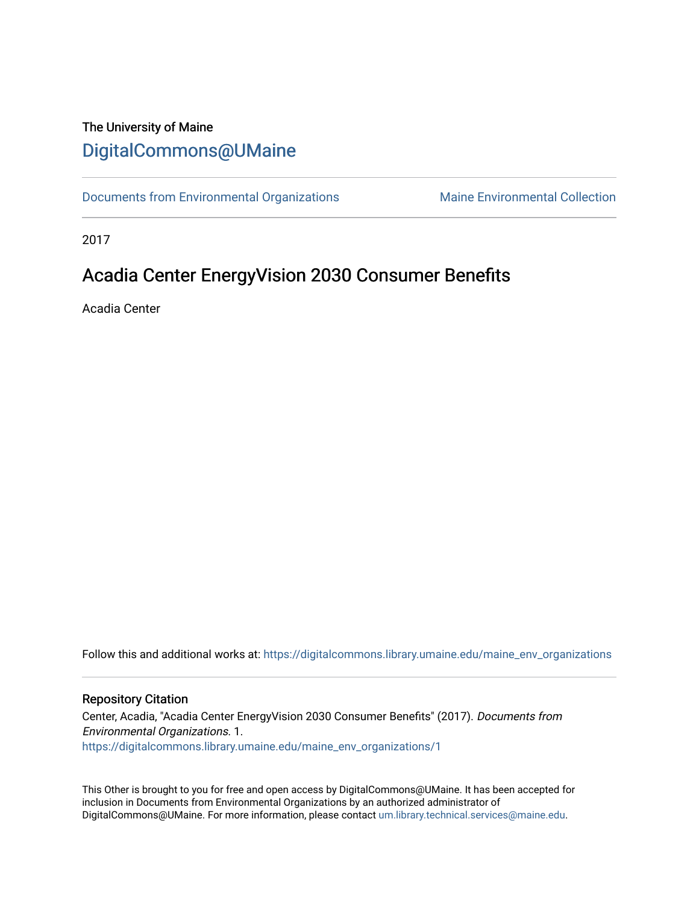The University of Maine

# DigitalCommons@UMaine

Documents from Environmental Organizations | Maine Environmental Collection

2017

## Acadia Center EnergyVision 2030 Consumer Benefits

Acadia Center

Follow this and additional works at: https://digitalcommons.library.umaine.edu/maine_env_organizations

### Repository Citation

Center, Acadia, "Acadia Center EnergyVision 2030 Consumer Benefits" (2017). *Documents from Environmental Organizations*. 1.
https://digitalcommons.library.umaine.edu/maine_env_organizations/1

This Other is brought to you for free and open access by DigitalCommons@UMaine. It has been accepted for inclusion in Documents from Environmental Organizations by an authorized administrator of DigitalCommons@UMaine. For more information, please contact um.library.technical.services@maine.edu.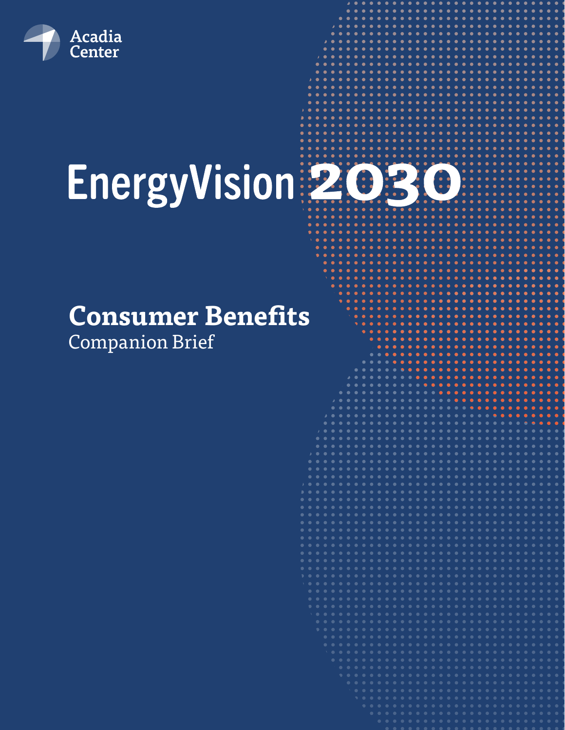Acadia Center

# EnergyVision 2030

## Consumer Benefits

Companion Brief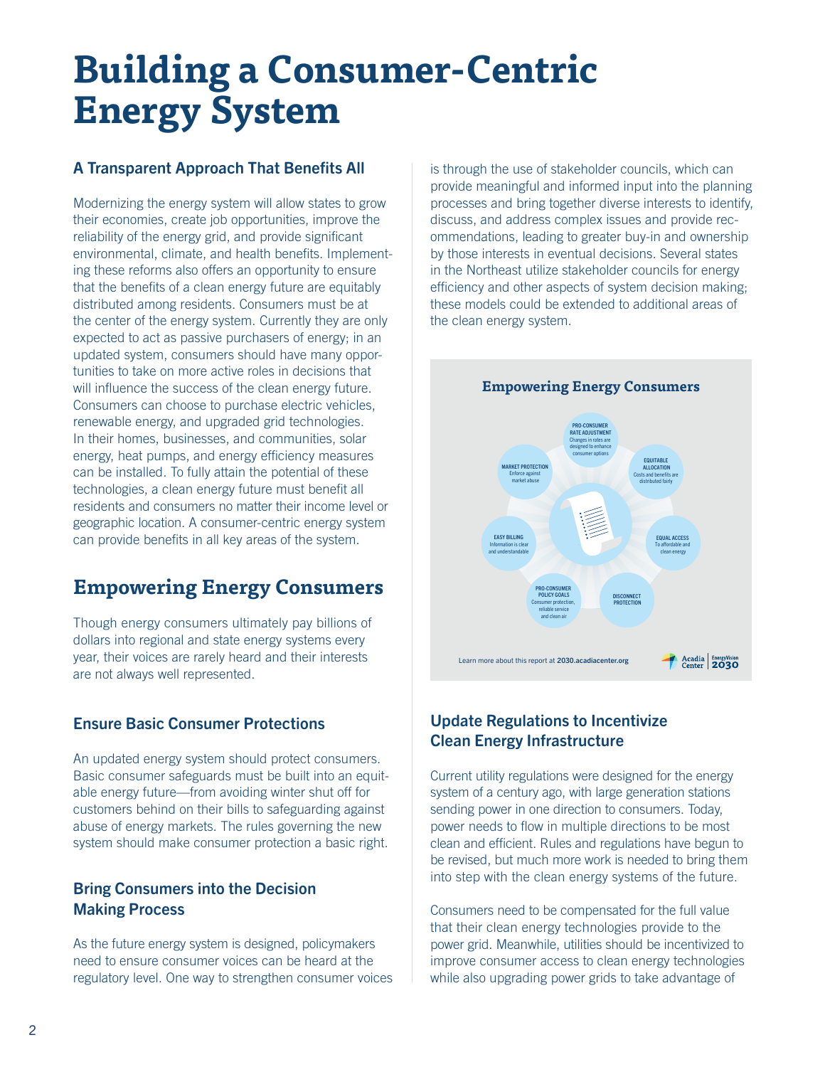# Building a Consumer-Centric Energy System

### A Transparent Approach That Benefits All

Modernizing the energy system will allow states to grow their economies, create job opportunities, improve the reliability of the energy grid, and provide significant environmental, climate, and health benefits. Implementing these reforms also offers an opportunity to ensure that the benefits of a clean energy future are equitably distributed among residents. Consumers must be at the center of the energy system. Currently they are only expected to act as passive purchasers of energy; in an updated system, consumers should have many opportunities to take on more active roles in decisions that will influence the success of the clean energy future. Consumers can choose to purchase electric vehicles, renewable energy, and upgraded grid technologies. In their homes, businesses, and communities, solar energy, heat pumps, and energy efficiency measures can be installed. To fully attain the potential of these technologies, a clean energy future must benefit all residents and consumers no matter their income level or geographic location. A consumer-centric energy system can provide benefits in all key areas of the system.

## Empowering Energy Consumers

Though energy consumers ultimately pay billions of dollars into regional and state energy systems every year, their voices are rarely heard and their interests are not always well represented.

### Ensure Basic Consumer Protections

An updated energy system should protect consumers. Basic consumer safeguards must be built into an equitable energy future—from avoiding winter shut off for customers behind on their bills to safeguarding against abuse of energy markets. The rules governing the new system should make consumer protection a basic right.

### Bring Consumers into the Decision Making Process

As the future energy system is designed, policymakers need to ensure consumer voices can be heard at the regulatory level. One way to strengthen consumer voices is through the use of stakeholder councils, which can provide meaningful and informed input into the planning processes and bring together diverse interests to identify, discuss, and address complex issues and provide recommendations, leading to greater buy-in and ownership by those interests in eventual decisions. Several states in the Northeast utilize stakeholder councils for energy efficiency and other aspects of system decision making; these models could be extended to additional areas of the clean energy system.

**Empowering Energy Consumers**

- **PRO-CONSUMER RATE ADJUSTMENT** Changes in rates are designed to enhance consumer options
- **EQUITABLE ALLOCATION** Costs and benefits are distributed fairly
- **EQUAL ACCESS** To affordable and clean energy
- **DISCONNECT PROTECTION**
- **PRO-CONSUMER POLICY GOALS** Consumer protection, reliable service and clean air
- **EASY BILLING** Information is clear and understandable
- **MARKET PROTECTION** Enforce against market abuse

Learn more about this report at **2030.acadiacenter.org**

### Update Regulations to Incentivize Clean Energy Infrastructure

Current utility regulations were designed for the energy system of a century ago, with large generation stations sending power in one direction to consumers. Today, power needs to flow in multiple directions to be most clean and efficient. Rules and regulations have begun to be revised, but much more work is needed to bring them into step with the clean energy systems of the future.

Consumers need to be compensated for the full value that their clean energy technologies provide to the power grid. Meanwhile, utilities should be incentivized to improve consumer access to clean energy technologies while also upgrading power grids to take advantage of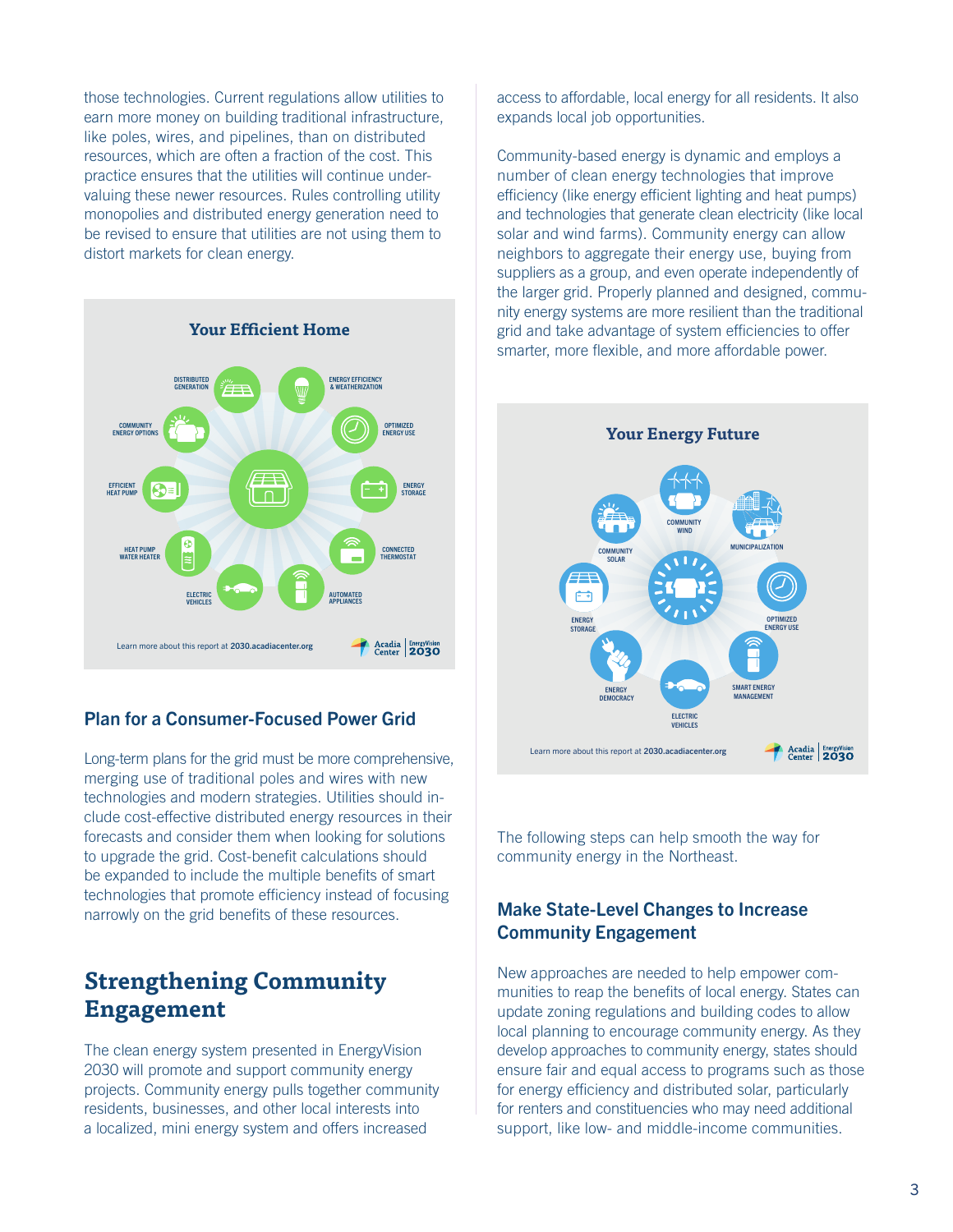those technologies. Current regulations allow utilities to earn more money on building traditional infrastructure, like poles, wires, and pipelines, than on distributed resources, which are often a fraction of the cost. This practice ensures that the utilities will continue under-valuing these newer resources. Rules controlling utility monopolies and distributed energy generation need to be revised to ensure that utilities are not using them to distort markets for clean energy.

**Your Efficient Home**

DISTRIBUTED GENERATION · ENERGY EFFICIENCY & WEATHERIZATION · OPTIMIZED ENERGY USE · ENERGY STORAGE · CONNECTED THERMOSTAT · AUTOMATED APPLIANCES · ELECTRIC VEHICLES · HEAT PUMP WATER HEATER · EFFICIENT HEAT PUMP · COMMUNITY ENERGY OPTIONS

Learn more about this report at **2030.acadiacenter.org**

## Plan for a Consumer-Focused Power Grid

Long-term plans for the grid must be more comprehensive, merging use of traditional poles and wires with new technologies and modern strategies. Utilities should include cost-effective distributed energy resources in their forecasts and consider them when looking for solutions to upgrade the grid. Cost-benefit calculations should be expanded to include the multiple benefits of smart technologies that promote efficiency instead of focusing narrowly on the grid benefits of these resources.

# Strengthening Community Engagement

The clean energy system presented in EnergyVision 2030 will promote and support community energy projects. Community energy pulls together community residents, businesses, and other local interests into a localized, mini energy system and offers increased access to affordable, local energy for all residents. It also expands local job opportunities.

Community-based energy is dynamic and employs a number of clean energy technologies that improve efficiency (like energy efficient lighting and heat pumps) and technologies that generate clean electricity (like local solar and wind farms). Community energy can allow neighbors to aggregate their energy use, buying from suppliers as a group, and even operate independently of the larger grid. Properly planned and designed, community energy systems are more resilient than the traditional grid and take advantage of system efficiencies to offer smarter, more flexible, and more affordable power.

**Your Energy Future**

COMMUNITY WIND · MUNICIPALIZATION · OPTIMIZED ENERGY USE · SMART ENERGY MANAGEMENT · ELECTRIC VEHICLES · ENERGY DEMOCRACY · ENERGY STORAGE · COMMUNITY SOLAR

Learn more about this report at **2030.acadiacenter.org**

The following steps can help smooth the way for community energy in the Northeast.

## Make State-Level Changes to Increase Community Engagement

New approaches are needed to help empower communities to reap the benefits of local energy. States can update zoning regulations and building codes to allow local planning to encourage community energy. As they develop approaches to community energy, states should ensure fair and equal access to programs such as those for energy efficiency and distributed solar, particularly for renters and constituencies who may need additional support, like low- and middle-income communities.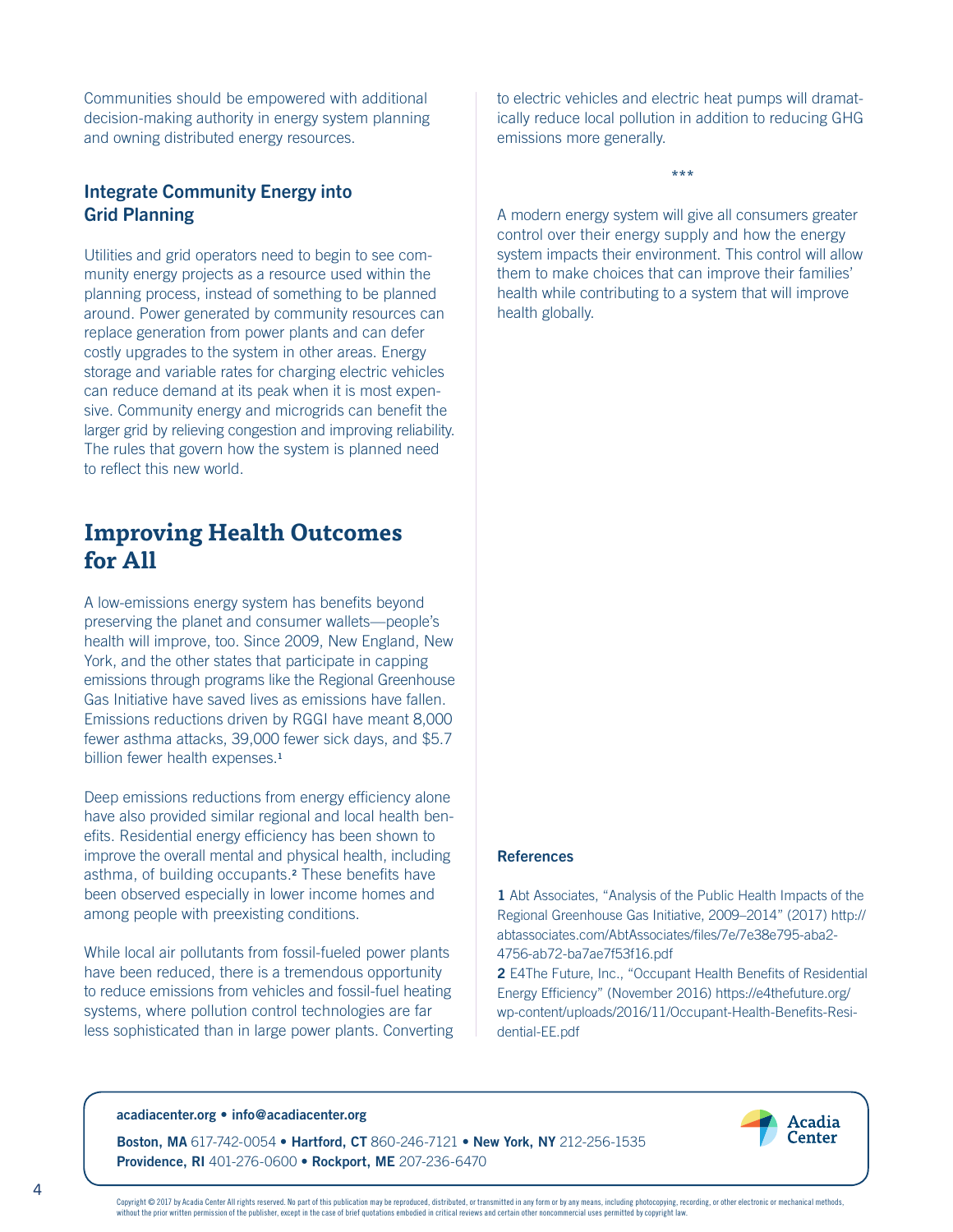Communities should be empowered with additional decision-making authority in energy system planning and owning distributed energy resources.

### Integrate Community Energy into Grid Planning

Utilities and grid operators need to begin to see community energy projects as a resource used within the planning process, instead of something to be planned around. Power generated by community resources can replace generation from power plants and can defer costly upgrades to the system in other areas. Energy storage and variable rates for charging electric vehicles can reduce demand at its peak when it is most expensive. Community energy and microgrids can benefit the larger grid by relieving congestion and improving reliability. The rules that govern how the system is planned need to reflect this new world.

## Improving Health Outcomes for All

A low-emissions energy system has benefits beyond preserving the planet and consumer wallets—people's health will improve, too. Since 2009, New England, New York, and the other states that participate in capping emissions through programs like the Regional Greenhouse Gas Initiative have saved lives as emissions have fallen. Emissions reductions driven by RGGI have meant 8,000 fewer asthma attacks, 39,000 fewer sick days, and $5.7 billion fewer health expenses.[1]

Deep emissions reductions from energy efficiency alone have also provided similar regional and local health benefits. Residential energy efficiency has been shown to improve the overall mental and physical health, including asthma, of building occupants.[2] These benefits have been observed especially in lower income homes and among people with preexisting conditions.

While local air pollutants from fossil-fueled power plants have been reduced, there is a tremendous opportunity to reduce emissions from vehicles and fossil-fuel heating systems, where pollution control technologies are far less sophisticated than in large power plants. Converting to electric vehicles and electric heat pumps will dramatically reduce local pollution in addition to reducing GHG emissions more generally.

***

A modern energy system will give all consumers greater control over their energy supply and how the energy system impacts their environment. This control will allow them to make choices that can improve their families' health while contributing to a system that will improve health globally.

### References

**1** Abt Associates, "Analysis of the Public Health Impacts of the Regional Greenhouse Gas Initiative, 2009–2014" (2017) http://abtassociates.com/AbtAssociates/files/7e/7e38e795-aba2-4756-ab72-ba7ae7f53f16.pdf

**2** E4The Future, Inc., "Occupant Health Benefits of Residential Energy Efficiency" (November 2016) https://e4thefuture.org/wp-content/uploads/2016/11/Occupant-Health-Benefits-Residential-EE.pdf

**acadiacenter.org • info@acadiacenter.org**

**Boston, MA** 617-742-0054 • **Hartford, CT** 860-246-7121 • **New York, NY** 212-256-1535
**Providence, RI** 401-276-0600 • **Rockport, ME** 207-236-6470

Acadia Center

Copyright © 2017 by Acadia Center All rights reserved. No part of this publication may be reproduced, distributed, or transmitted in any form or by any means, including photocopying, recording, or other electronic or mechanical methods, without the prior written permission of the publisher, except in the case of brief quotations embodied in critical reviews and certain other noncommercial uses permitted by copyright law.